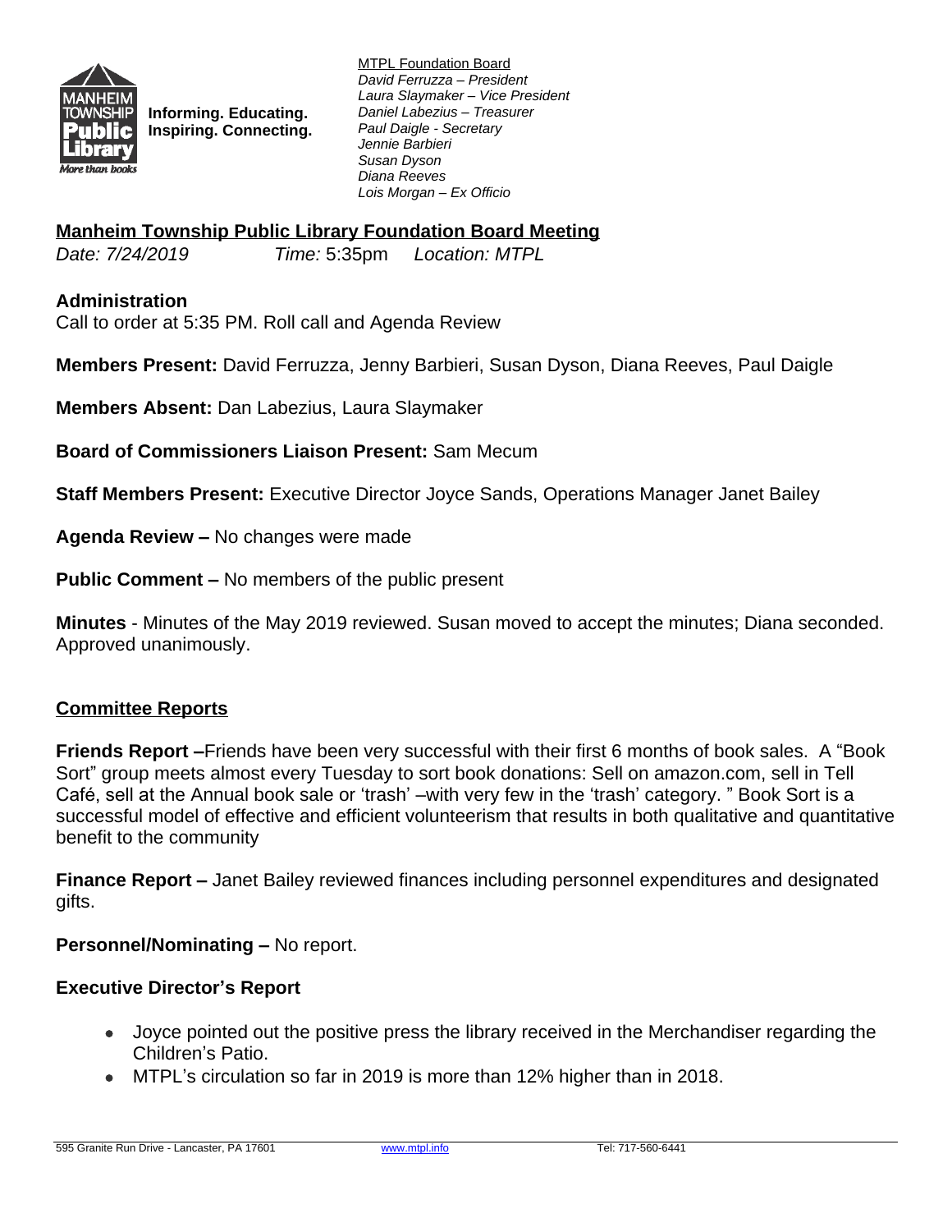Informing. Educating.
Inspiring. Connecting.

MTPL Foundation Board
*David Ferruzza – President*
*Laura Slaymaker – Vice President*
*Daniel Labezius – Treasurer*
*Paul Daigle - Secretary*
*Jennie Barbieri*
*Susan Dyson*
*Diana Reeves*
*Lois Morgan – Ex Officio*

## Manheim Township Public Library Foundation Board Meeting

*Date: 7/24/2019* *Time:* 5:35pm *Location: MTPL*

### Administration

Call to order at 5:35 PM. Roll call and Agenda Review

**Members Present:** David Ferruzza, Jenny Barbieri, Susan Dyson, Diana Reeves, Paul Daigle

**Members Absent:** Dan Labezius, Laura Slaymaker

**Board of Commissioners Liaison Present:** Sam Mecum

**Staff Members Present:** Executive Director Joyce Sands, Operations Manager Janet Bailey

**Agenda Review –** No changes were made

**Public Comment –** No members of the public present

**Minutes** - Minutes of the May 2019 reviewed. Susan moved to accept the minutes; Diana seconded. Approved unanimously.

### Committee Reports

**Friends Report –**Friends have been very successful with their first 6 months of book sales. A "Book Sort" group meets almost every Tuesday to sort book donations: Sell on amazon.com, sell in Tell Café, sell at the Annual book sale or 'trash' –with very few in the 'trash' category. " Book Sort is a successful model of effective and efficient volunteerism that results in both qualitative and quantitative benefit to the community

**Finance Report –** Janet Bailey reviewed finances including personnel expenditures and designated gifts.

**Personnel/Nominating –** No report.

### Executive Director's Report

- Joyce pointed out the positive press the library received in the Merchandiser regarding the Children's Patio.
- MTPL's circulation so far in 2019 is more than 12% higher than in 2018.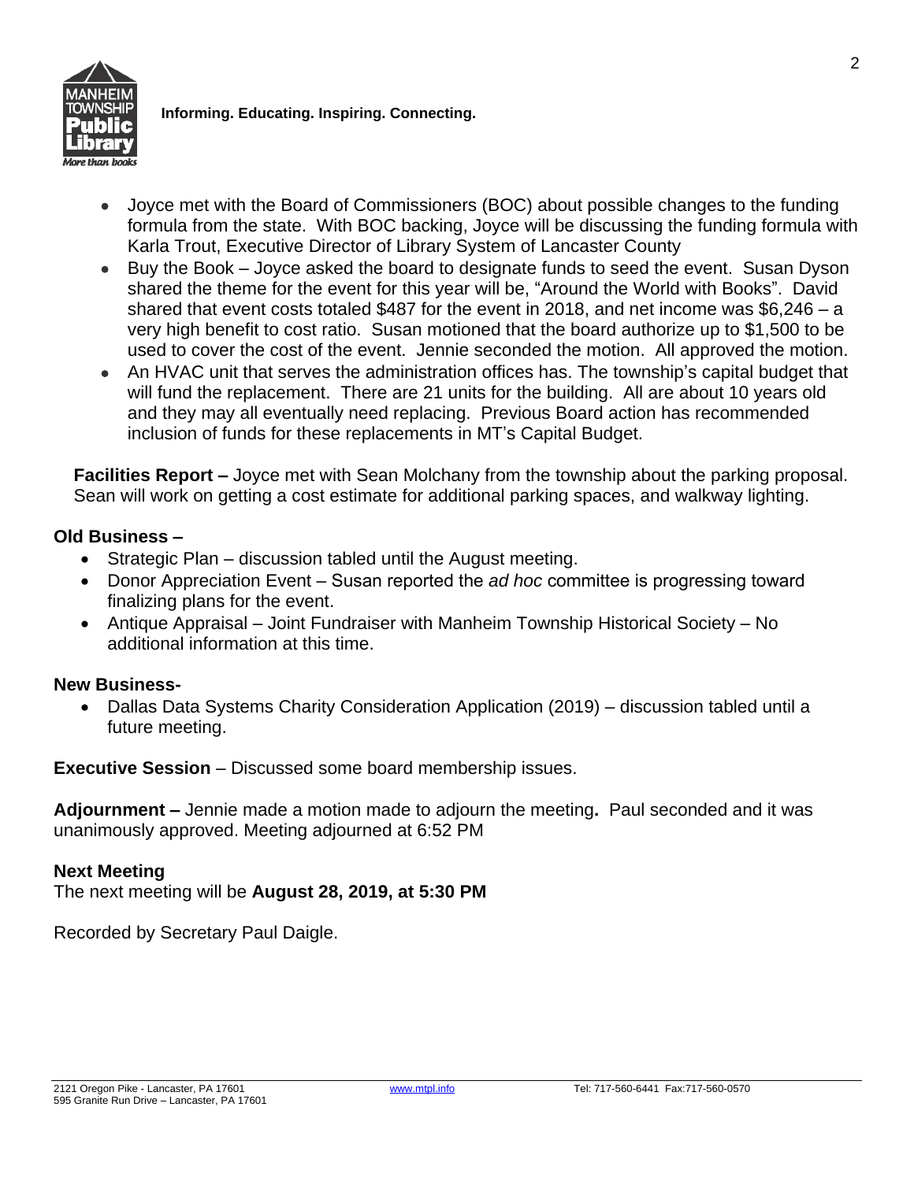Informing. Educating. Inspiring. Connecting.

- Joyce met with the Board of Commissioners (BOC) about possible changes to the funding formula from the state. With BOC backing, Joyce will be discussing the funding formula with Karla Trout, Executive Director of Library System of Lancaster County
- Buy the Book – Joyce asked the board to designate funds to seed the event. Susan Dyson shared the theme for the event for this year will be, "Around the World with Books". David shared that event costs totaled $487 for the event in 2018, and net income was $6,246 – a very high benefit to cost ratio. Susan motioned that the board authorize up to $1,500 to be used to cover the cost of the event. Jennie seconded the motion. All approved the motion.
- An HVAC unit that serves the administration offices has. The township's capital budget that will fund the replacement. There are 21 units for the building. All are about 10 years old and they may all eventually need replacing. Previous Board action has recommended inclusion of funds for these replacements in MT's Capital Budget.

**Facilities Report –** Joyce met with Sean Molchany from the township about the parking proposal. Sean will work on getting a cost estimate for additional parking spaces, and walkway lighting.

**Old Business –**

- Strategic Plan – discussion tabled until the August meeting.
- Donor Appreciation Event – Susan reported the *ad hoc* committee is progressing toward finalizing plans for the event.
- Antique Appraisal – Joint Fundraiser with Manheim Township Historical Society – No additional information at this time.

**New Business-**

- Dallas Data Systems Charity Consideration Application (2019) – discussion tabled until a future meeting.

**Executive Session** – Discussed some board membership issues.

**Adjournment –** Jennie made a motion made to adjourn the meeting**.** Paul seconded and it was unanimously approved. Meeting adjourned at 6:52 PM

**Next Meeting**

The next meeting will be **August 28, 2019, at 5:30 PM**

Recorded by Secretary Paul Daigle.